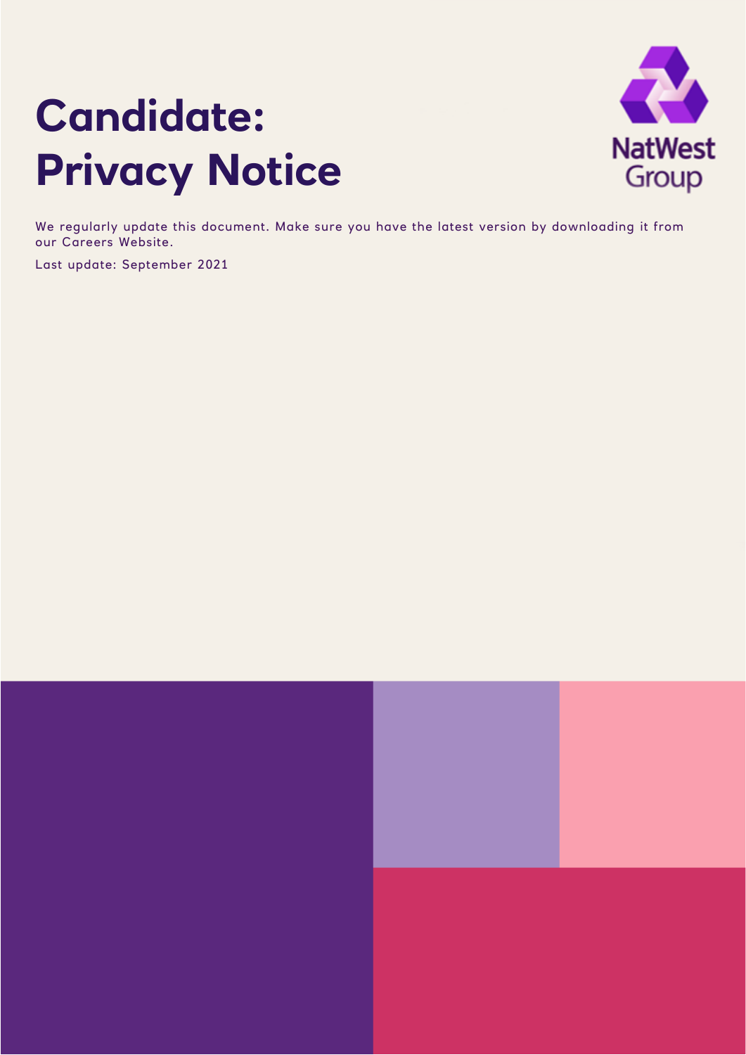# Candidate: Privacy Notice

NatWest Group

We regularly update this document. Make sure you have the latest version by downloading it from our Careers Website.

Last update: September 2021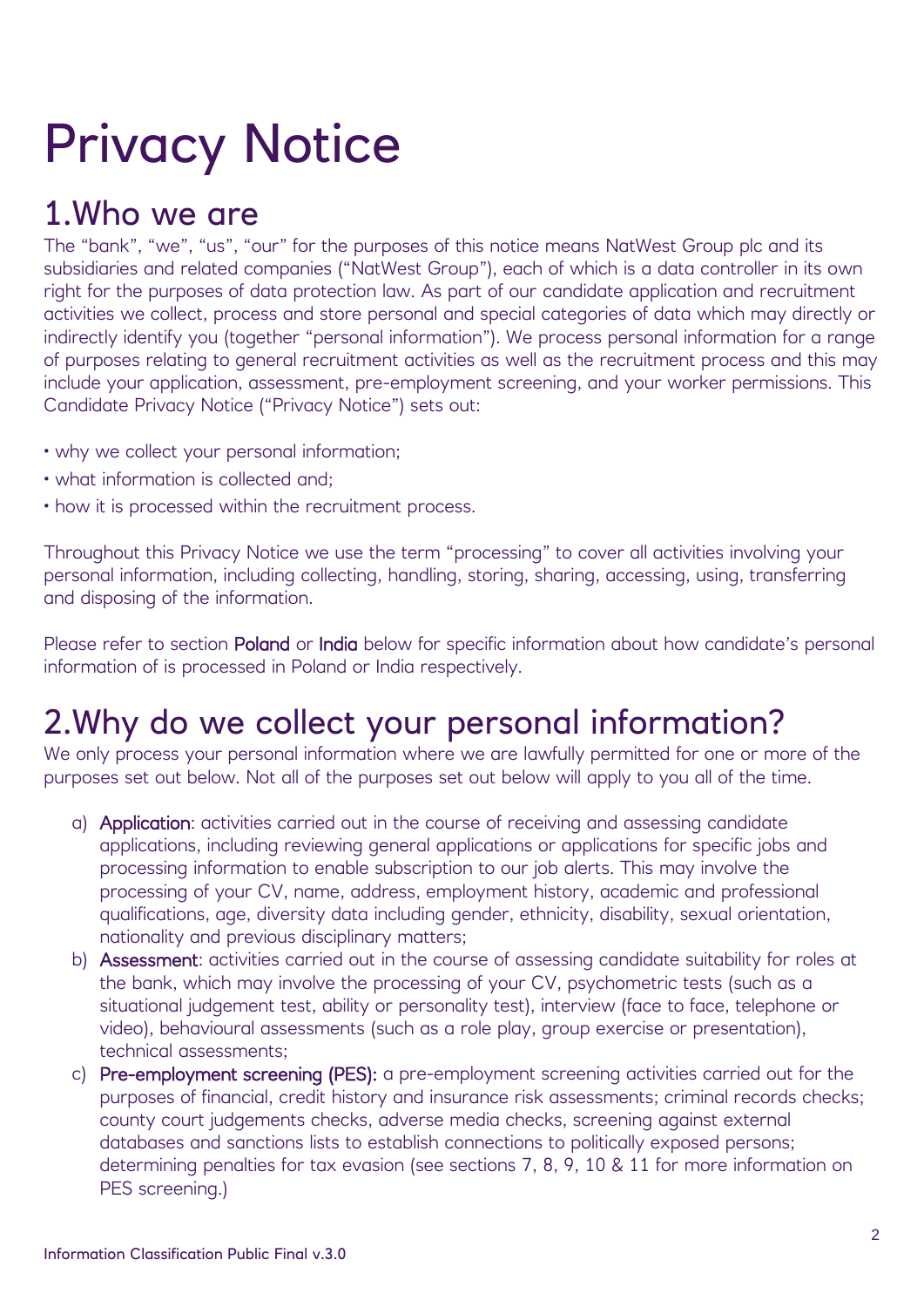# Privacy Notice

## 1.Who we are

The "bank", "we", "us", "our" for the purposes of this notice means NatWest Group plc and its subsidiaries and related companies ("NatWest Group"), each of which is a data controller in its own right for the purposes of data protection law. As part of our candidate application and recruitment activities we collect, process and store personal and special categories of data which may directly or indirectly identify you (together "personal information"). We process personal information for a range of purposes relating to general recruitment activities as well as the recruitment process and this may include your application, assessment, pre-employment screening, and your worker permissions. This Candidate Privacy Notice ("Privacy Notice") sets out:

- why we collect your personal information;
- what information is collected and;
- how it is processed within the recruitment process.

Throughout this Privacy Notice we use the term "processing" to cover all activities involving your personal information, including collecting, handling, storing, sharing, accessing, using, transferring and disposing of the information.

Please refer to section **Poland** or **India** below for specific information about how candidate's personal information of is processed in Poland or India respectively.

## 2.Why do we collect your personal information?

We only process your personal information where we are lawfully permitted for one or more of the purposes set out below. Not all of the purposes set out below will apply to you all of the time.

a) **Application**: activities carried out in the course of receiving and assessing candidate applications, including reviewing general applications or applications for specific jobs and processing information to enable subscription to our job alerts. This may involve the processing of your CV, name, address, employment history, academic and professional qualifications, age, diversity data including gender, ethnicity, disability, sexual orientation, nationality and previous disciplinary matters;

b) **Assessment**: activities carried out in the course of assessing candidate suitability for roles at the bank, which may involve the processing of your CV, psychometric tests (such as a situational judgement test, ability or personality test), interview (face to face, telephone or video), behavioural assessments (such as a role play, group exercise or presentation), technical assessments;

c) **Pre-employment screening (PES):** a pre-employment screening activities carried out for the purposes of financial, credit history and insurance risk assessments; criminal records checks; county court judgements checks, adverse media checks, screening against external databases and sanctions lists to establish connections to politically exposed persons; determining penalties for tax evasion (see sections 7, 8, 9, 10 & 11 for more information on PES screening.)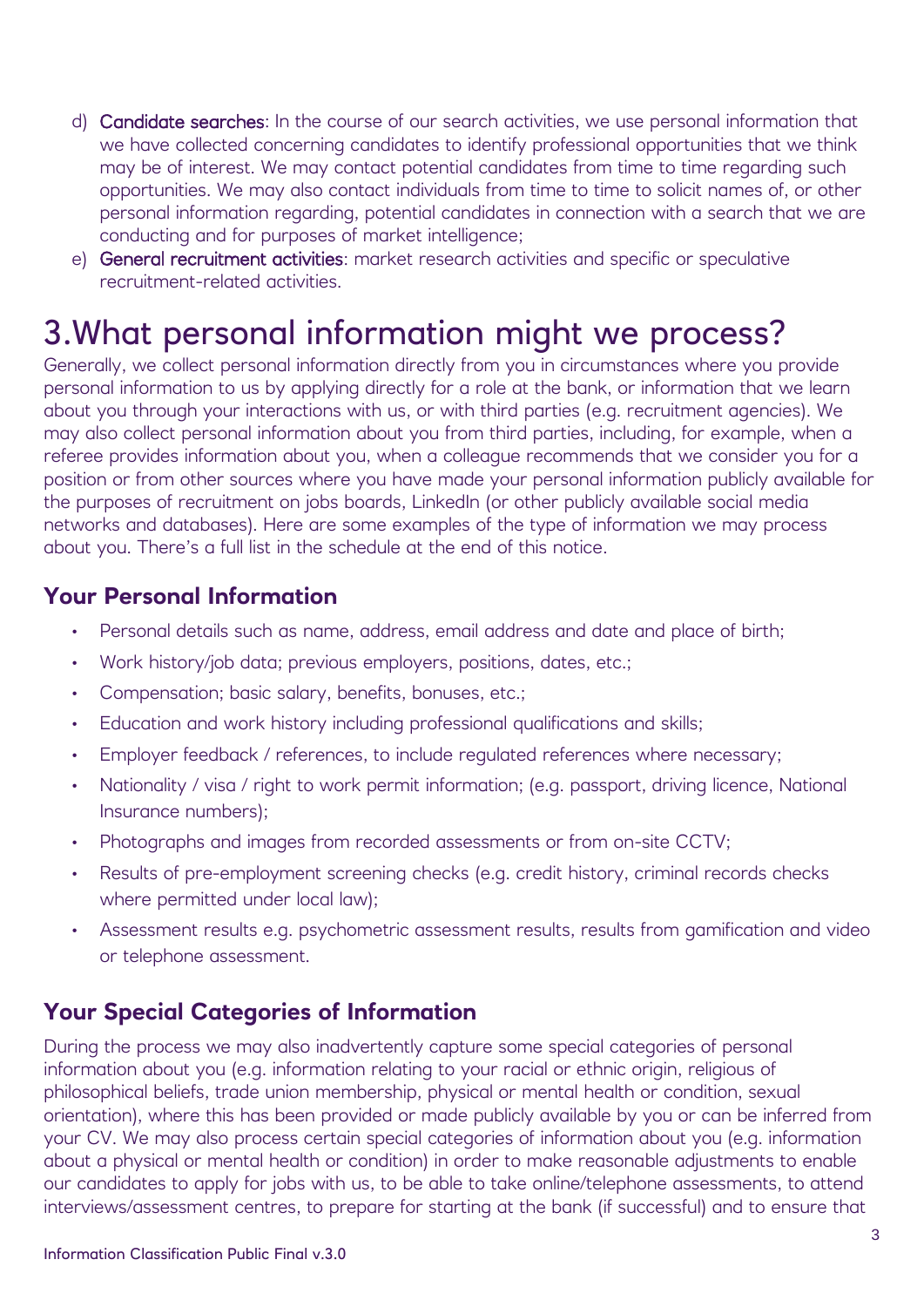d) **Candidate searches**: In the course of our search activities, we use personal information that we have collected concerning candidates to identify professional opportunities that we think may be of interest. We may contact potential candidates from time to time regarding such opportunities. We may also contact individuals from time to time to solicit names of, or other personal information regarding, potential candidates in connection with a search that we are conducting and for purposes of market intelligence;

e) **General recruitment activities**: market research activities and specific or speculative recruitment-related activities.

# 3.What personal information might we process?

Generally, we collect personal information directly from you in circumstances where you provide personal information to us by applying directly for a role at the bank, or information that we learn about you through your interactions with us, or with third parties (e.g. recruitment agencies). We may also collect personal information about you from third parties, including, for example, when a referee provides information about you, when a colleague recommends that we consider you for a position or from other sources where you have made your personal information publicly available for the purposes of recruitment on jobs boards, LinkedIn (or other publicly available social media networks and databases). Here are some examples of the type of information we may process about you. There's a full list in the schedule at the end of this notice.

## Your Personal Information

- Personal details such as name, address, email address and date and place of birth;
- Work history/job data; previous employers, positions, dates, etc.;
- Compensation; basic salary, benefits, bonuses, etc.;
- Education and work history including professional qualifications and skills;
- Employer feedback / references, to include regulated references where necessary;
- Nationality / visa / right to work permit information; (e.g. passport, driving licence, National Insurance numbers);
- Photographs and images from recorded assessments or from on-site CCTV;
- Results of pre-employment screening checks (e.g. credit history, criminal records checks where permitted under local law);
- Assessment results e.g. psychometric assessment results, results from gamification and video or telephone assessment.

## Your Special Categories of Information

During the process we may also inadvertently capture some special categories of personal information about you (e.g. information relating to your racial or ethnic origin, religious of philosophical beliefs, trade union membership, physical or mental health or condition, sexual orientation), where this has been provided or made publicly available by you or can be inferred from your CV. We may also process certain special categories of information about you (e.g. information about a physical or mental health or condition) in order to make reasonable adjustments to enable our candidates to apply for jobs with us, to be able to take online/telephone assessments, to attend interviews/assessment centres, to prepare for starting at the bank (if successful) and to ensure that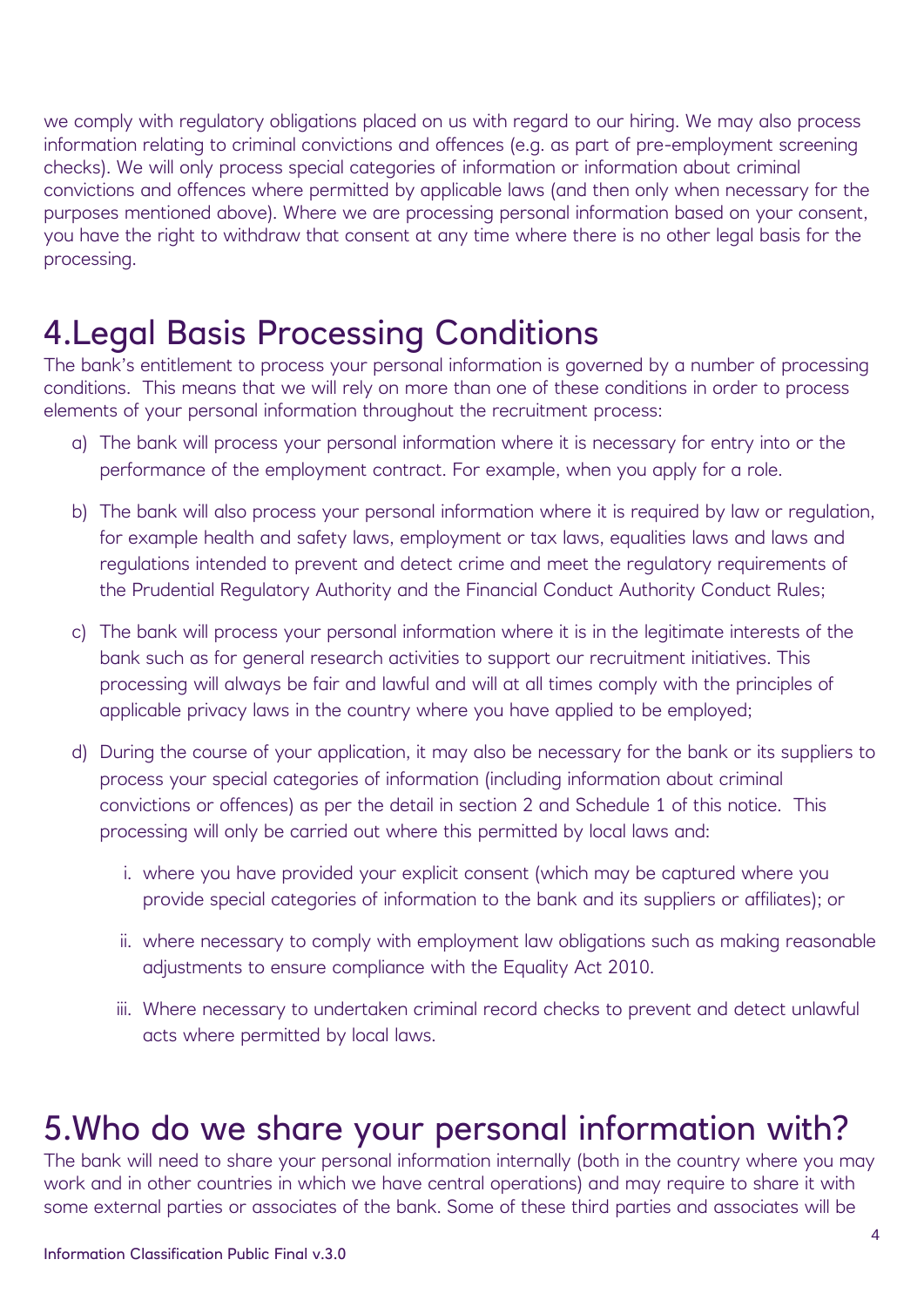we comply with regulatory obligations placed on us with regard to our hiring. We may also process information relating to criminal convictions and offences (e.g. as part of pre-employment screening checks). We will only process special categories of information or information about criminal convictions and offences where permitted by applicable laws (and then only when necessary for the purposes mentioned above). Where we are processing personal information based on your consent, you have the right to withdraw that consent at any time where there is no other legal basis for the processing.

# 4.Legal Basis Processing Conditions

The bank's entitlement to process your personal information is governed by a number of processing conditions. This means that we will rely on more than one of these conditions in order to process elements of your personal information throughout the recruitment process:

a) The bank will process your personal information where it is necessary for entry into or the performance of the employment contract. For example, when you apply for a role.

b) The bank will also process your personal information where it is required by law or regulation, for example health and safety laws, employment or tax laws, equalities laws and laws and regulations intended to prevent and detect crime and meet the regulatory requirements of the Prudential Regulatory Authority and the Financial Conduct Authority Conduct Rules;

c) The bank will process your personal information where it is in the legitimate interests of the bank such as for general research activities to support our recruitment initiatives. This processing will always be fair and lawful and will at all times comply with the principles of applicable privacy laws in the country where you have applied to be employed;

d) During the course of your application, it may also be necessary for the bank or its suppliers to process your special categories of information (including information about criminal convictions or offences) as per the detail in section 2 and Schedule 1 of this notice. This processing will only be carried out where this permitted by local laws and:

   i. where you have provided your explicit consent (which may be captured where you provide special categories of information to the bank and its suppliers or affiliates); or

   ii. where necessary to comply with employment law obligations such as making reasonable adjustments to ensure compliance with the Equality Act 2010.

   iii. Where necessary to undertaken criminal record checks to prevent and detect unlawful acts where permitted by local laws.

# 5.Who do we share your personal information with?

The bank will need to share your personal information internally (both in the country where you may work and in other countries in which we have central operations) and may require to share it with some external parties or associates of the bank. Some of these third parties and associates will be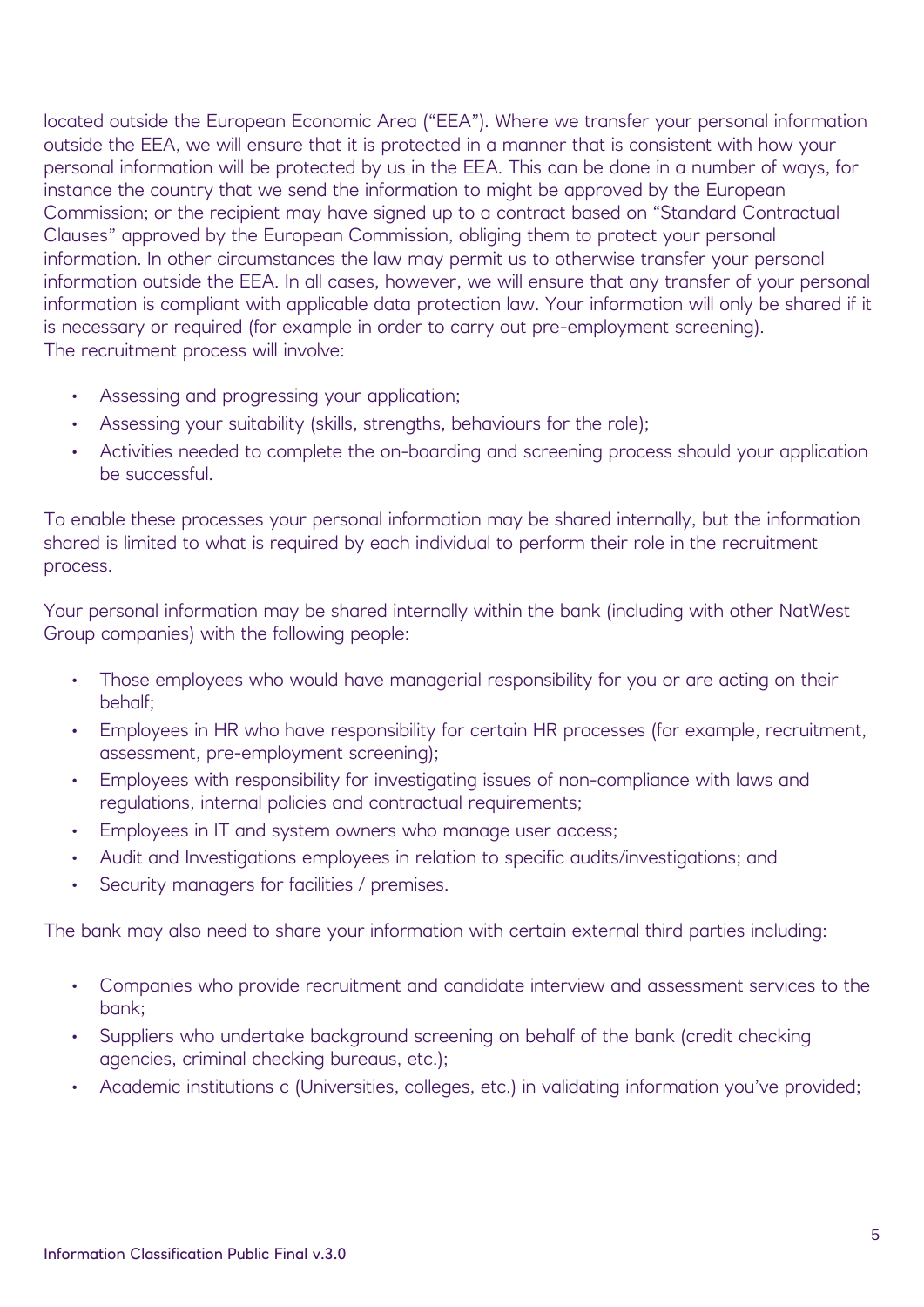located outside the European Economic Area ("EEA"). Where we transfer your personal information outside the EEA, we will ensure that it is protected in a manner that is consistent with how your personal information will be protected by us in the EEA. This can be done in a number of ways, for instance the country that we send the information to might be approved by the European Commission; or the recipient may have signed up to a contract based on "Standard Contractual Clauses" approved by the European Commission, obliging them to protect your personal information. In other circumstances the law may permit us to otherwise transfer your personal information outside the EEA. In all cases, however, we will ensure that any transfer of your personal information is compliant with applicable data protection law. Your information will only be shared if it is necessary or required (for example in order to carry out pre-employment screening).
The recruitment process will involve:

- Assessing and progressing your application;
- Assessing your suitability (skills, strengths, behaviours for the role);
- Activities needed to complete the on-boarding and screening process should your application be successful.

To enable these processes your personal information may be shared internally, but the information shared is limited to what is required by each individual to perform their role in the recruitment process.

Your personal information may be shared internally within the bank (including with other NatWest Group companies) with the following people:

- Those employees who would have managerial responsibility for you or are acting on their behalf;
- Employees in HR who have responsibility for certain HR processes (for example, recruitment, assessment, pre-employment screening);
- Employees with responsibility for investigating issues of non-compliance with laws and regulations, internal policies and contractual requirements;
- Employees in IT and system owners who manage user access;
- Audit and Investigations employees in relation to specific audits/investigations; and
- Security managers for facilities / premises.

The bank may also need to share your information with certain external third parties including:

- Companies who provide recruitment and candidate interview and assessment services to the bank;
- Suppliers who undertake background screening on behalf of the bank (credit checking agencies, criminal checking bureaus, etc.);
- Academic institutions c (Universities, colleges, etc.) in validating information you've provided;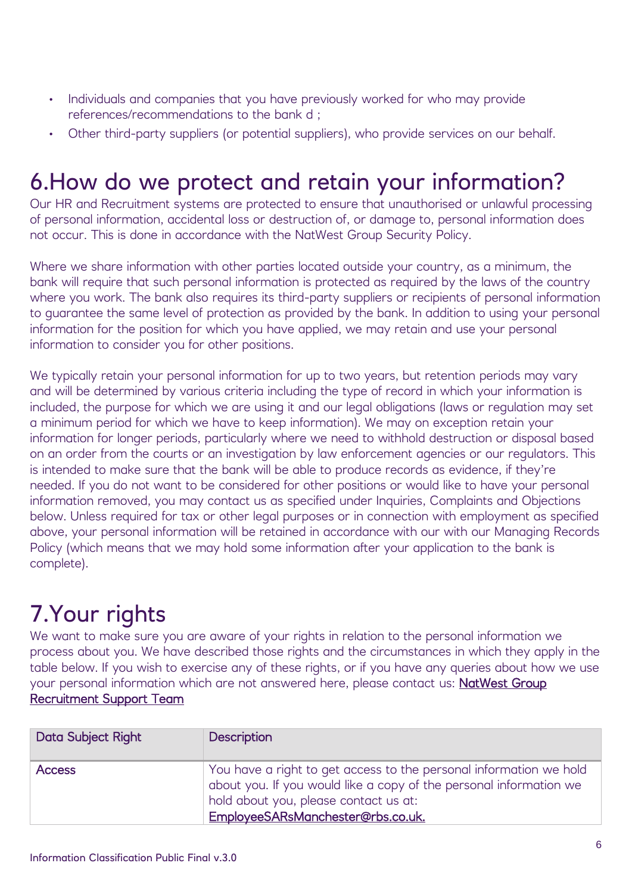- Individuals and companies that you have previously worked for who may provide references/recommendations to the bank d ;
- Other third-party suppliers (or potential suppliers), who provide services on our behalf.

# 6.How do we protect and retain your information?

Our HR and Recruitment systems are protected to ensure that unauthorised or unlawful processing of personal information, accidental loss or destruction of, or damage to, personal information does not occur. This is done in accordance with the NatWest Group Security Policy.

Where we share information with other parties located outside your country, as a minimum, the bank will require that such personal information is protected as required by the laws of the country where you work. The bank also requires its third-party suppliers or recipients of personal information to guarantee the same level of protection as provided by the bank. In addition to using your personal information for the position for which you have applied, we may retain and use your personal information to consider you for other positions.

We typically retain your personal information for up to two years, but retention periods may vary and will be determined by various criteria including the type of record in which your information is included, the purpose for which we are using it and our legal obligations (laws or regulation may set a minimum period for which we have to keep information). We may on exception retain your information for longer periods, particularly where we need to withhold destruction or disposal based on an order from the courts or an investigation by law enforcement agencies or our regulators. This is intended to make sure that the bank will be able to produce records as evidence, if they're needed. If you do not want to be considered for other positions or would like to have your personal information removed, you may contact us as specified under Inquiries, Complaints and Objections below. Unless required for tax or other legal purposes or in connection with employment as specified above, your personal information will be retained in accordance with our with our Managing Records Policy (which means that we may hold some information after your application to the bank is complete).

# 7.Your rights

We want to make sure you are aware of your rights in relation to the personal information we process about you. We have described those rights and the circumstances in which they apply in the table below. If you wish to exercise any of these rights, or if you have any queries about how we use your personal information which are not answered here, please contact us: NatWest Group Recruitment Support Team

| Data Subject Right | Description |
| --- | --- |
| Access | You have a right to get access to the personal information we hold about you. If you would like a copy of the personal information we hold about you, please contact us at: EmployeeSARsManchester@rbs.co.uk. |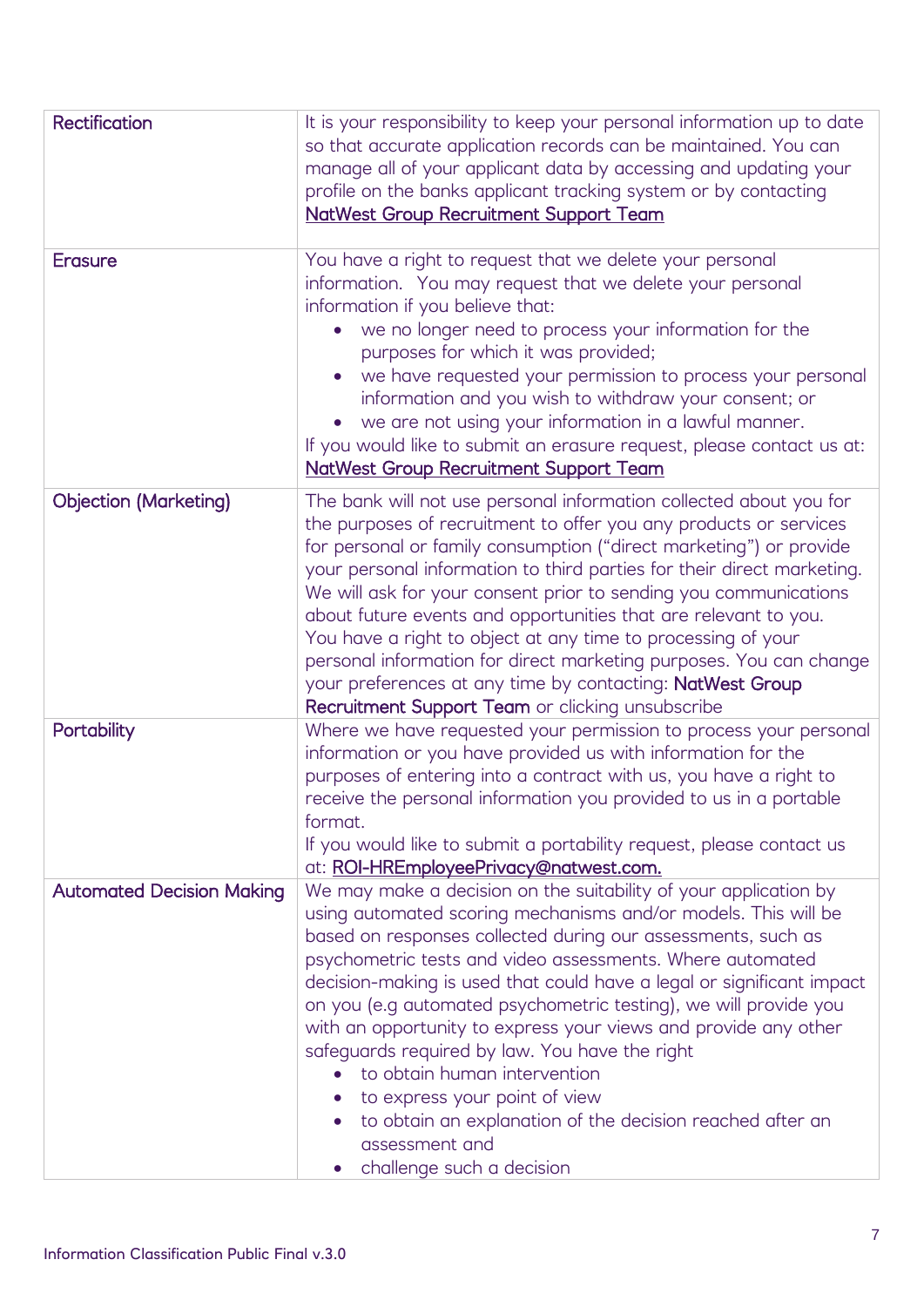| Rectification | It is your responsibility to keep your personal information up to date so that accurate application records can be maintained. You can manage all of your applicant data by accessing and updating your profile on the banks applicant tracking system or by contacting NatWest Group Recruitment Support Team |
|---|---|
| Erasure | You have a right to request that we delete your personal information. You may request that we delete your personal information if you believe that: <br>• we no longer need to process your information for the purposes for which it was provided; <br>• we have requested your permission to process your personal information and you wish to withdraw your consent; or <br>• we are not using your information in a lawful manner. <br>If you would like to submit an erasure request, please contact us at: NatWest Group Recruitment Support Team |
| Objection (Marketing) | The bank will not use personal information collected about you for the purposes of recruitment to offer you any products or services for personal or family consumption ("direct marketing") or provide your personal information to third parties for their direct marketing. We will ask for your consent prior to sending you communications about future events and opportunities that are relevant to you. You have a right to object at any time to processing of your personal information for direct marketing purposes. You can change your preferences at any time by contacting: **NatWest Group Recruitment Support Team** or clicking unsubscribe |
| Portability | Where we have requested your permission to process your personal information or you have provided us with information for the purposes of entering into a contract with us, you have a right to receive the personal information you provided to us in a portable format. <br>If you would like to submit a portability request, please contact us at: ROI-HREmployeePrivacy@natwest.com. |
| Automated Decision Making | We may make a decision on the suitability of your application by using automated scoring mechanisms and/or models. This will be based on responses collected during our assessments, such as psychometric tests and video assessments. Where automated decision-making is used that could have a legal or significant impact on you (e.g automated psychometric testing), we will provide you with an opportunity to express your views and provide any other safeguards required by law. You have the right <br>• to obtain human intervention <br>• to express your point of view <br>• to obtain an explanation of the decision reached after an assessment and <br>• challenge such a decision |

Information Classification Public Final v.3.0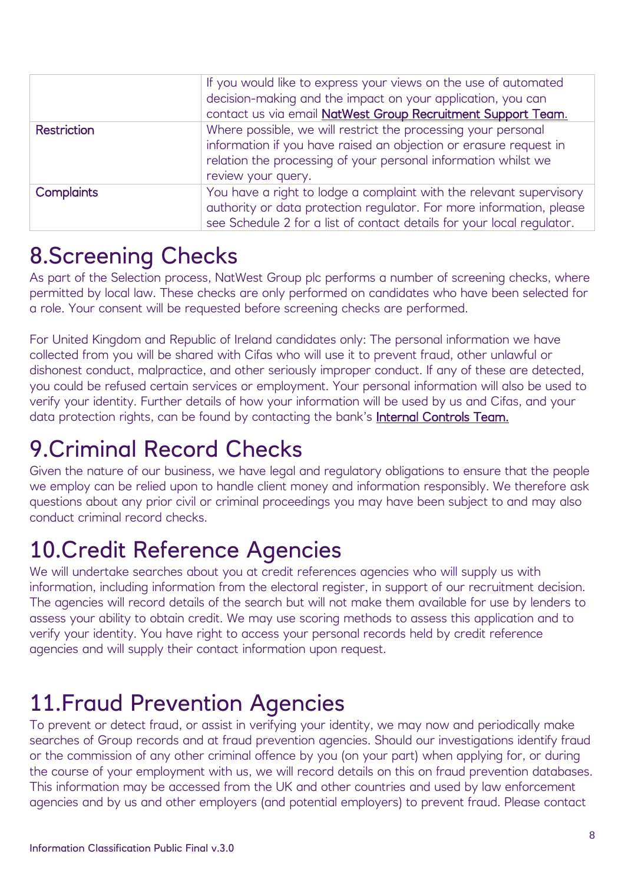|  |  |
|---|---|
|  | If you would like to express your views on the use of automated decision-making and the impact on your application, you can contact us via email **NatWest Group Recruitment Support Team**. |
| Restriction | Where possible, we will restrict the processing your personal information if you have raised an objection or erasure request in relation the processing of your personal information whilst we review your query. |
| Complaints | You have a right to lodge a complaint with the relevant supervisory authority or data protection regulator. For more information, please see Schedule 2 for a list of contact details for your local regulator. |

# 8.Screening Checks

As part of the Selection process, NatWest Group plc performs a number of screening checks, where permitted by local law. These checks are only performed on candidates who have been selected for a role. Your consent will be requested before screening checks are performed.

For United Kingdom and Republic of Ireland candidates only: The personal information we have collected from you will be shared with Cifas who will use it to prevent fraud, other unlawful or dishonest conduct, malpractice, and other seriously improper conduct. If any of these are detected, you could be refused certain services or employment. Your personal information will also be used to verify your identity. Further details of how your information will be used by us and Cifas, and your data protection rights, can be found by contacting the bank's **Internal Controls Team.**

# 9.Criminal Record Checks

Given the nature of our business, we have legal and regulatory obligations to ensure that the people we employ can be relied upon to handle client money and information responsibly. We therefore ask questions about any prior civil or criminal proceedings you may have been subject to and may also conduct criminal record checks.

# 10.Credit Reference Agencies

We will undertake searches about you at credit references agencies who will supply us with information, including information from the electoral register, in support of our recruitment decision. The agencies will record details of the search but will not make them available for use by lenders to assess your ability to obtain credit. We may use scoring methods to assess this application and to verify your identity. You have right to access your personal records held by credit reference agencies and will supply their contact information upon request.

# 11.Fraud Prevention Agencies

To prevent or detect fraud, or assist in verifying your identity, we may now and periodically make searches of Group records and at fraud prevention agencies. Should our investigations identify fraud or the commission of any other criminal offence by you (on your part) when applying for, or during the course of your employment with us, we will record details on this on fraud prevention databases. This information may be accessed from the UK and other countries and used by law enforcement agencies and by us and other employers (and potential employers) to prevent fraud. Please contact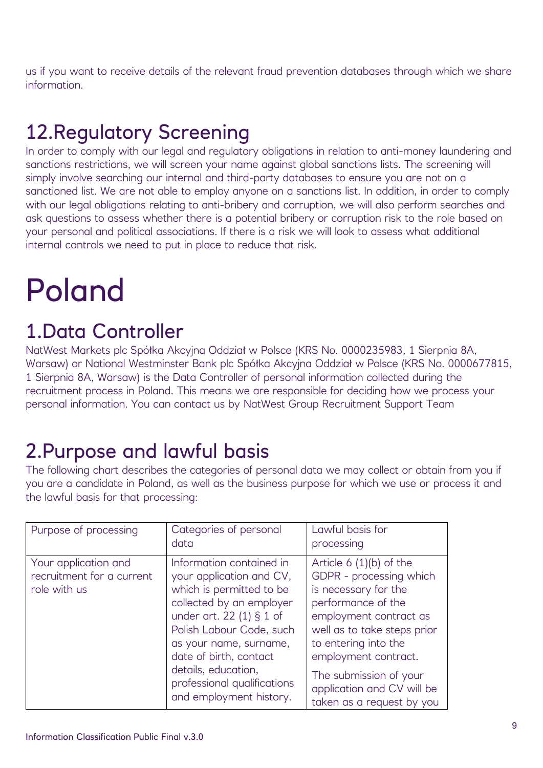us if you want to receive details of the relevant fraud prevention databases through which we share information.

## 12.Regulatory Screening

In order to comply with our legal and regulatory obligations in relation to anti-money laundering and sanctions restrictions, we will screen your name against global sanctions lists. The screening will simply involve searching our internal and third-party databases to ensure you are not on a sanctioned list. We are not able to employ anyone on a sanctions list. In addition, in order to comply with our legal obligations relating to anti-bribery and corruption, we will also perform searches and ask questions to assess whether there is a potential bribery or corruption risk to the role based on your personal and political associations. If there is a risk we will look to assess what additional internal controls we need to put in place to reduce that risk.

# Poland

## 1.Data Controller

NatWest Markets plc Spółka Akcyjna Oddział w Polsce (KRS No. 0000235983, 1 Sierpnia 8A, Warsaw) or National Westminster Bank plc Spółka Akcyjna Oddział w Polsce (KRS No. 0000677815, 1 Sierpnia 8A, Warsaw) is the Data Controller of personal information collected during the recruitment process in Poland. This means we are responsible for deciding how we process your personal information. You can contact us by NatWest Group Recruitment Support Team

## 2.Purpose and lawful basis

The following chart describes the categories of personal data we may collect or obtain from you if you are a candidate in Poland, as well as the business purpose for which we use or process it and the lawful basis for that processing:

| Purpose of processing | Categories of personal data | Lawful basis for processing |
|---|---|---|
| Your application and recruitment for a current role with us | Information contained in your application and CV, which is permitted to be collected by an employer under art. 22 (1) § 1 of Polish Labour Code, such as your name, surname, date of birth, contact details, education, professional qualifications and employment history. | Article 6 (1)(b) of the GDPR - processing which is necessary for the performance of the employment contract as well as to take steps prior to entering into the employment contract.<br><br>The submission of your application and CV will be taken as a request by you |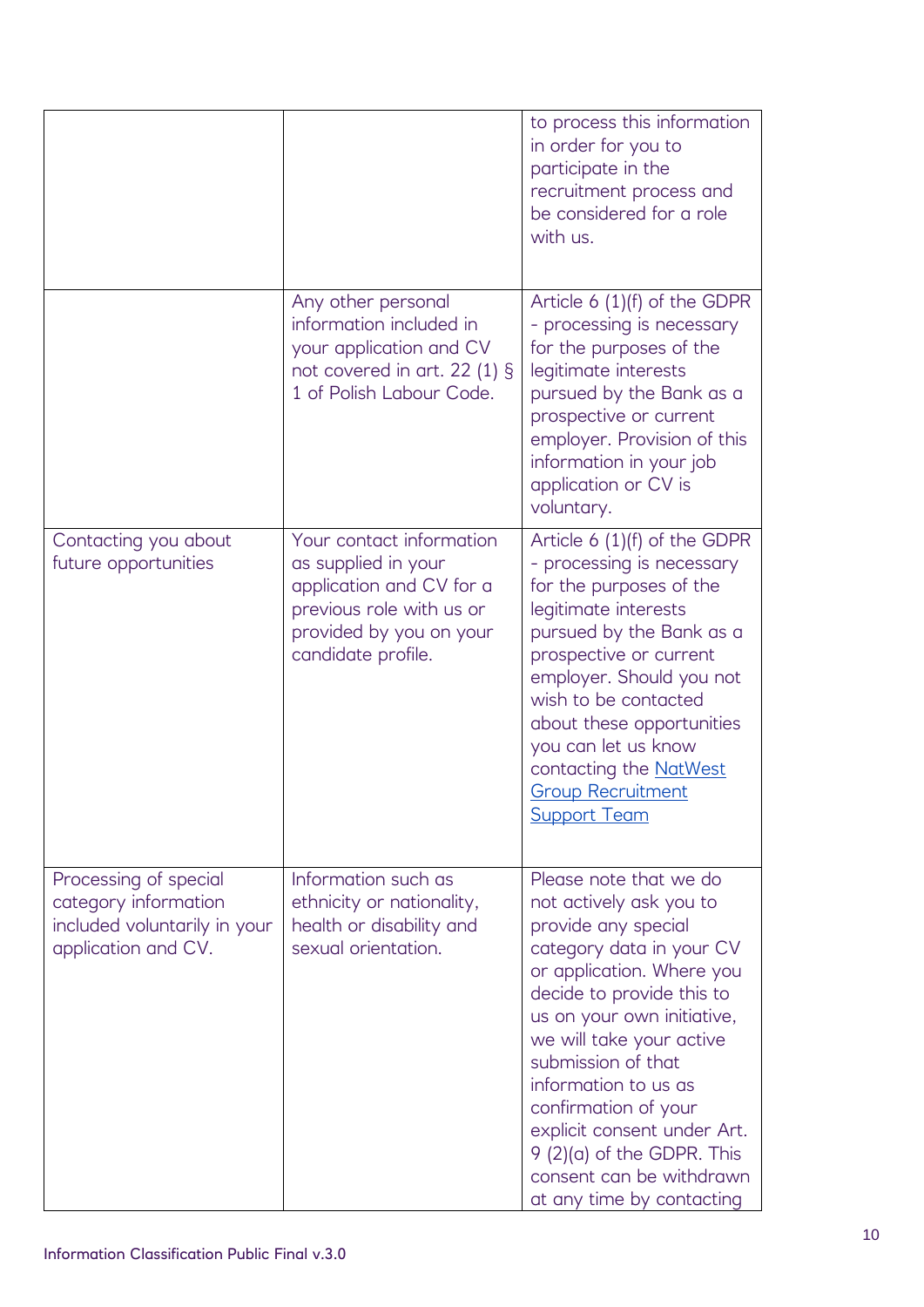| | | |
|---|---|---|
| | | to process this information in order for you to participate in the recruitment process and be considered for a role with us. |
| | Any other personal information included in your application and CV not covered in art. 22 (1) § 1 of Polish Labour Code. | Article 6 (1)(f) of the GDPR - processing is necessary for the purposes of the legitimate interests pursued by the Bank as a prospective or current employer. Provision of this information in your job application or CV is voluntary. |
| Contacting you about future opportunities | Your contact information as supplied in your application and CV for a previous role with us or provided by you on your candidate profile. | Article 6 (1)(f) of the GDPR - processing is necessary for the purposes of the legitimate interests pursued by the Bank as a prospective or current employer. Should you not wish to be contacted about these opportunities you can let us know contacting the NatWest Group Recruitment Support Team |
| Processing of special category information included voluntarily in your application and CV. | Information such as ethnicity or nationality, health or disability and sexual orientation. | Please note that we do not actively ask you to provide any special category data in your CV or application. Where you decide to provide this to us on your own initiative, we will take your active submission of that information to us as confirmation of your explicit consent under Art. 9 (2)(a) of the GDPR. This consent can be withdrawn at any time by contacting |

Information Classification Public Final v.3.0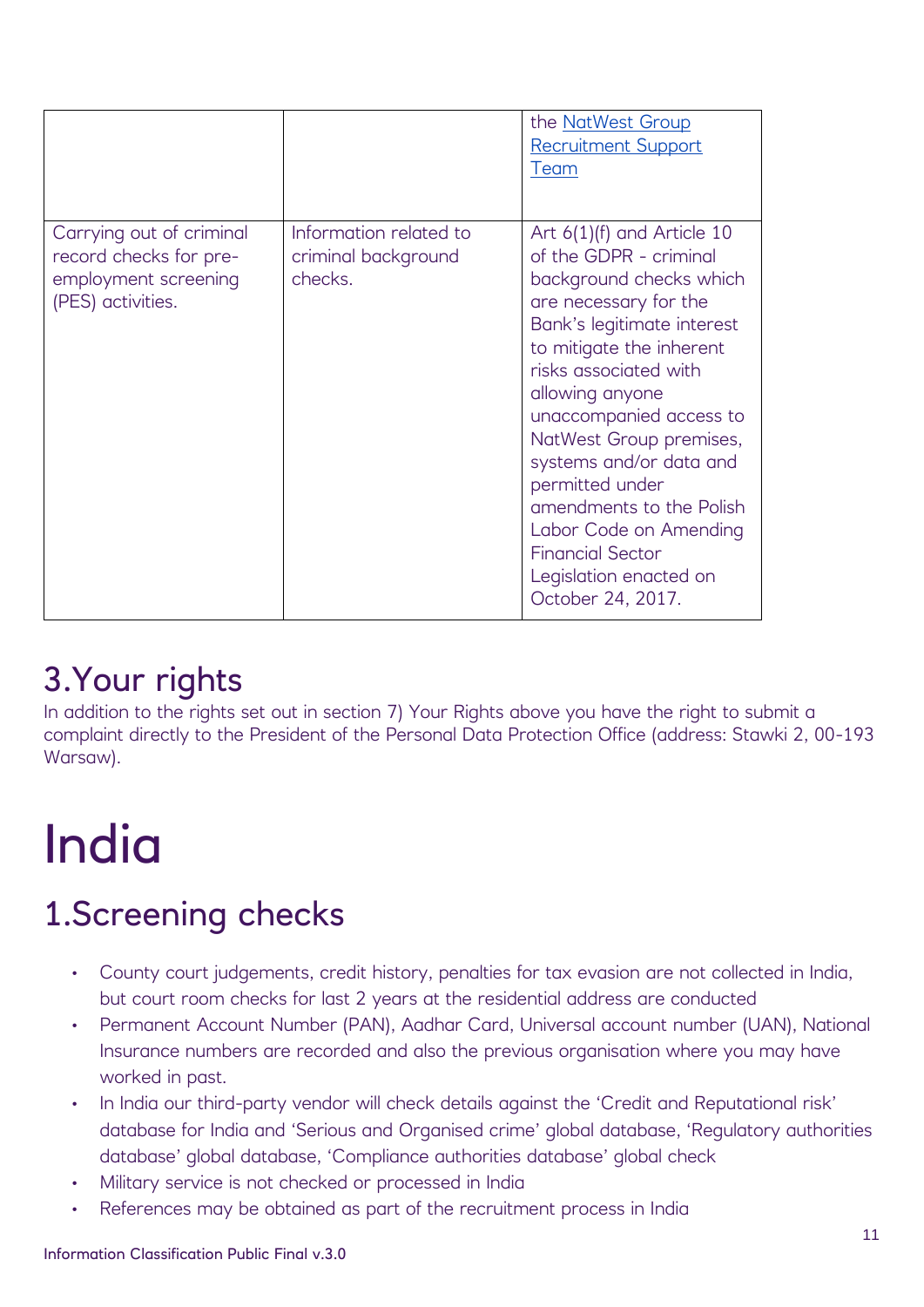| | | |
|---|---|---|
| | | the NatWest Group Recruitment Support Team |
| Carrying out of criminal record checks for pre-employment screening (PES) activities. | Information related to criminal background checks. | Art 6(1)(f) and Article 10 of the GDPR - criminal background checks which are necessary for the Bank's legitimate interest to mitigate the inherent risks associated with allowing anyone unaccompanied access to NatWest Group premises, systems and/or data and permitted under amendments to the Polish Labor Code on Amending Financial Sector Legislation enacted on October 24, 2017. |

## 3.Your rights

In addition to the rights set out in section 7) Your Rights above you have the right to submit a complaint directly to the President of the Personal Data Protection Office (address: Stawki 2, 00-193 Warsaw).

# India

## 1.Screening checks

- County court judgements, credit history, penalties for tax evasion are not collected in India, but court room checks for last 2 years at the residential address are conducted
- Permanent Account Number (PAN), Aadhar Card, Universal account number (UAN), National Insurance numbers are recorded and also the previous organisation where you may have worked in past.
- In India our third-party vendor will check details against the 'Credit and Reputational risk' database for India and 'Serious and Organised crime' global database, 'Regulatory authorities database' global database, 'Compliance authorities database' global check
- Military service is not checked or processed in India
- References may be obtained as part of the recruitment process in India

Information Classification Public Final v.3.0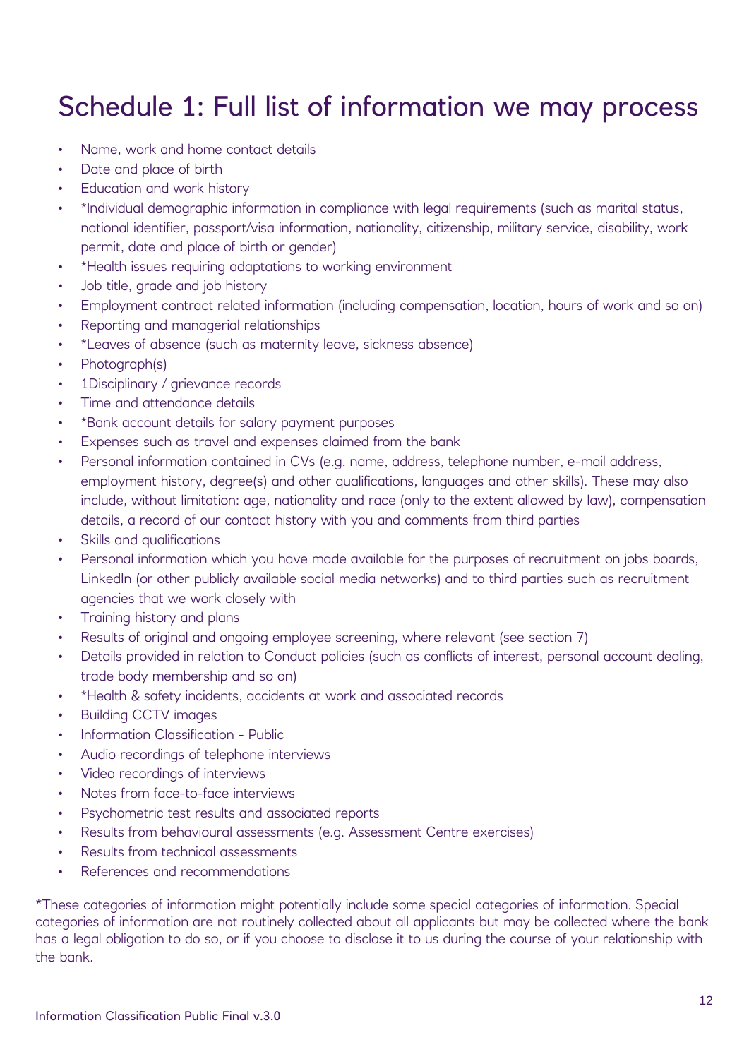# Schedule 1: Full list of information we may process

- Name, work and home contact details
- Date and place of birth
- Education and work history
- *Individual demographic information in compliance with legal requirements (such as marital status, national identifier, passport/visa information, nationality, citizenship, military service, disability, work permit, date and place of birth or gender)
- *Health issues requiring adaptations to working environment
- Job title, grade and job history
- Employment contract related information (including compensation, location, hours of work and so on)
- Reporting and managerial relationships
- *Leaves of absence (such as maternity leave, sickness absence)
- Photograph(s)
- 1Disciplinary / grievance records
- Time and attendance details
- *Bank account details for salary payment purposes
- Expenses such as travel and expenses claimed from the bank
- Personal information contained in CVs (e.g. name, address, telephone number, e-mail address, employment history, degree(s) and other qualifications, languages and other skills). These may also include, without limitation: age, nationality and race (only to the extent allowed by law), compensation details, a record of our contact history with you and comments from third parties
- Skills and qualifications
- Personal information which you have made available for the purposes of recruitment on jobs boards, LinkedIn (or other publicly available social media networks) and to third parties such as recruitment agencies that we work closely with
- Training history and plans
- Results of original and ongoing employee screening, where relevant (see section 7)
- Details provided in relation to Conduct policies (such as conflicts of interest, personal account dealing, trade body membership and so on)
- *Health & safety incidents, accidents at work and associated records
- Building CCTV images
- Information Classification - Public
- Audio recordings of telephone interviews
- Video recordings of interviews
- Notes from face-to-face interviews
- Psychometric test results and associated reports
- Results from behavioural assessments (e.g. Assessment Centre exercises)
- Results from technical assessments
- References and recommendations

*These categories of information might potentially include some special categories of information. Special categories of information are not routinely collected about all applicants but may be collected where the bank has a legal obligation to do so, or if you choose to disclose it to us during the course of your relationship with the bank.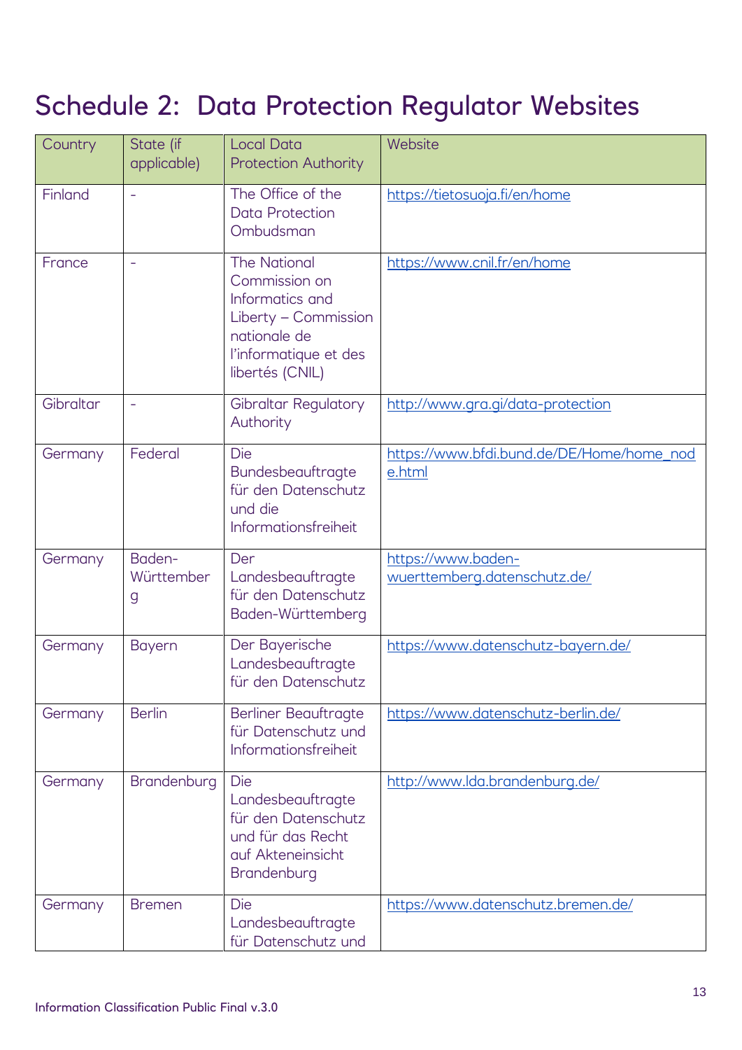# Schedule 2:  Data Protection Regulator Websites

| Country | State (if applicable) | Local Data Protection Authority | Website |
|---|---|---|---|
| Finland | - | The Office of the Data Protection Ombudsman | https://tietosuoja.fi/en/home |
| France | - | The National Commission on Informatics and Liberty – Commission nationale de l'informatique et des libertés (CNIL) | https://www.cnil.fr/en/home |
| Gibraltar | - | Gibraltar Regulatory Authority | http://www.gra.gi/data-protection |
| Germany | Federal | Die Bundesbeauftragte für den Datenschutz und die Informationsfreiheit | https://www.bfdi.bund.de/DE/Home/home_node.html |
| Germany | Baden-Württemberg | Der Landesbeauftragte für den Datenschutz Baden-Württemberg | https://www.baden-wuerttemberg.datenschutz.de/ |
| Germany | Bayern | Der Bayerische Landesbeauftragte für den Datenschutz | https://www.datenschutz-bayern.de/ |
| Germany | Berlin | Berliner Beauftragte für Datenschutz und Informationsfreiheit | https://www.datenschutz-berlin.de/ |
| Germany | Brandenburg | Die Landesbeauftragte für den Datenschutz und für das Recht auf Akteneinsicht Brandenburg | http://www.lda.brandenburg.de/ |
| Germany | Bremen | Die Landesbeauftragte für Datenschutz und | https://www.datenschutz.bremen.de/ |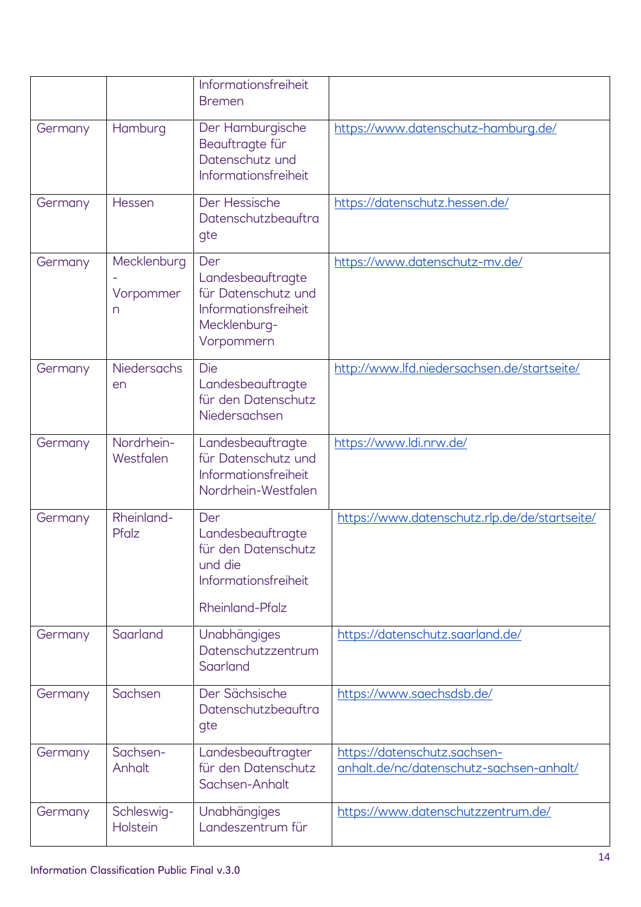| | | | |
|---|---|---|---|
| | | Informationsfreiheit Bremen | |
| Germany | Hamburg | Der Hamburgische Beauftragte für Datenschutz und Informationsfreiheit | https://www.datenschutz-hamburg.de/ |
| Germany | Hessen | Der Hessische Datenschutzbeauftragte | https://datenschutz.hessen.de/ |
| Germany | Mecklenburg-Vorpommern | Der Landesbeauftragte für Datenschutz und Informationsfreiheit Mecklenburg-Vorpommern | https://www.datenschutz-mv.de/ |
| Germany | Niedersachsen | Die Landesbeauftragte für den Datenschutz Niedersachsen | http://www.lfd.niedersachsen.de/startseite/ |
| Germany | Nordrhein-Westfalen | Landesbeauftragte für Datenschutz und Informationsfreiheit Nordrhein-Westfalen | https://www.ldi.nrw.de/ |
| Germany | Rheinland-Pfalz | Der Landesbeauftragte für den Datenschutz und die Informationsfreiheit Rheinland-Pfalz | https://www.datenschutz.rlp.de/de/startseite/ |
| Germany | Saarland | Unabhängiges Datenschutzzentrum Saarland | https://datenschutz.saarland.de/ |
| Germany | Sachsen | Der Sächsische Datenschutzbeauftragte | https://www.saechsdsb.de/ |
| Germany | Sachsen-Anhalt | Landesbeauftragter für den Datenschutz Sachsen-Anhalt | https://datenschutz.sachsen-anhalt.de/nc/datenschutz-sachsen-anhalt/ |
| Germany | Schleswig-Holstein | Unabhängiges Landeszentrum für | https://www.datenschutzzentrum.de/ |

Information Classification Public Final v.3.0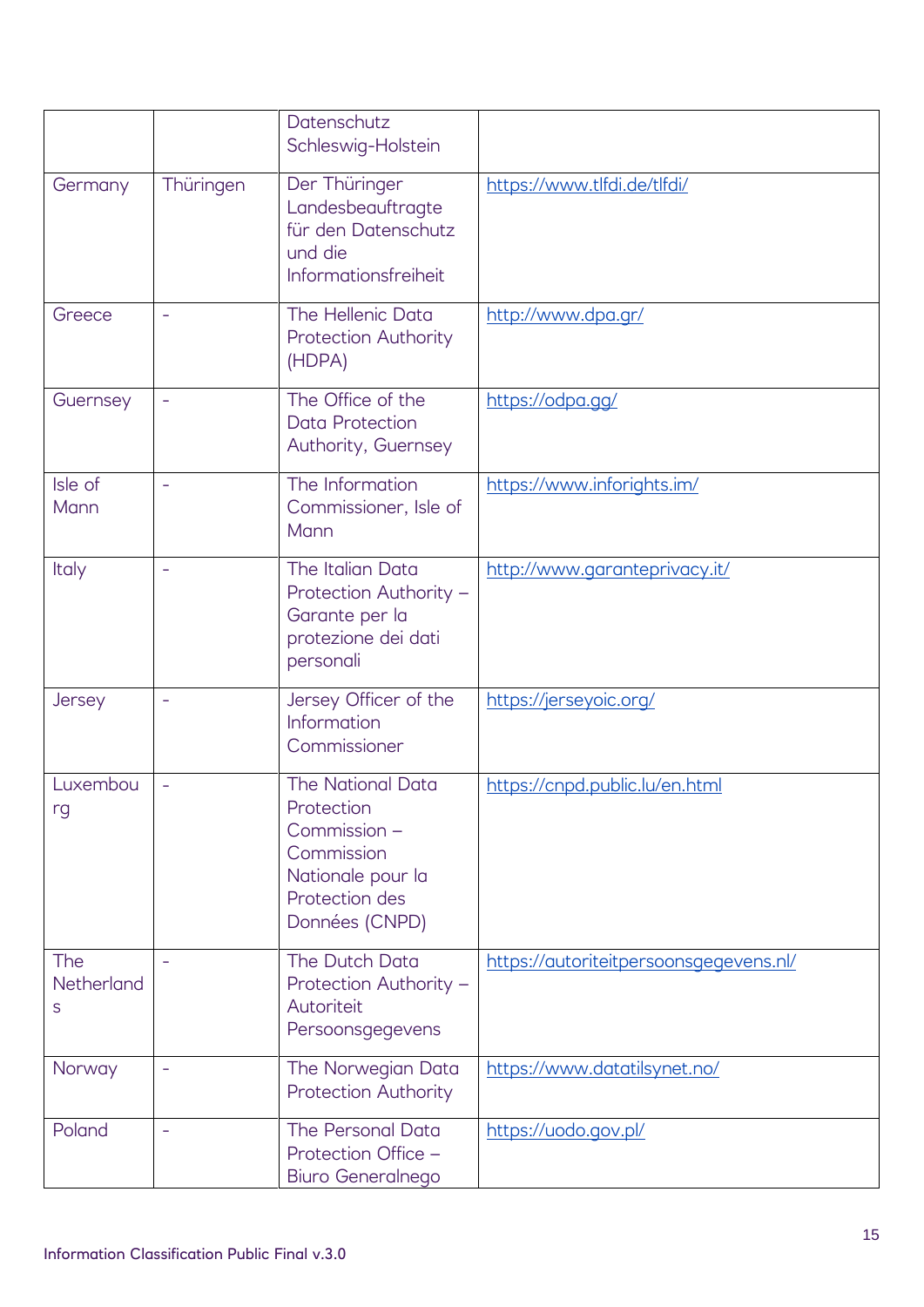| | | | |
|---|---|---|---|
| | | Datenschutz Schleswig-Holstein | |
| Germany | Thüringen | Der Thüringer Landesbeauftragte für den Datenschutz und die Informationsfreiheit | https://www.tlfdi.de/tlfdi/ |
| Greece | - | The Hellenic Data Protection Authority (HDPA) | http://www.dpa.gr/ |
| Guernsey | - | The Office of the Data Protection Authority, Guernsey | https://odpa.gg/ |
| Isle of Mann | - | The Information Commissioner, Isle of Mann | https://www.inforights.im/ |
| Italy | - | The Italian Data Protection Authority – Garante per la protezione dei dati personali | http://www.garanteprivacy.it/ |
| Jersey | - | Jersey Officer of the Information Commissioner | https://jerseyoic.org/ |
| Luxembourg | - | The National Data Protection Commission – Commission Nationale pour la Protection des Données (CNPD) | https://cnpd.public.lu/en.html |
| The Netherlands | - | The Dutch Data Protection Authority – Autoriteit Persoonsgegevens | https://autoriteitpersoonsgegevens.nl/ |
| Norway | - | The Norwegian Data Protection Authority | https://www.datatilsynet.no/ |
| Poland | - | The Personal Data Protection Office – Biuro Generalnego | https://uodo.gov.pl/ |

Information Classification Public Final v.3.0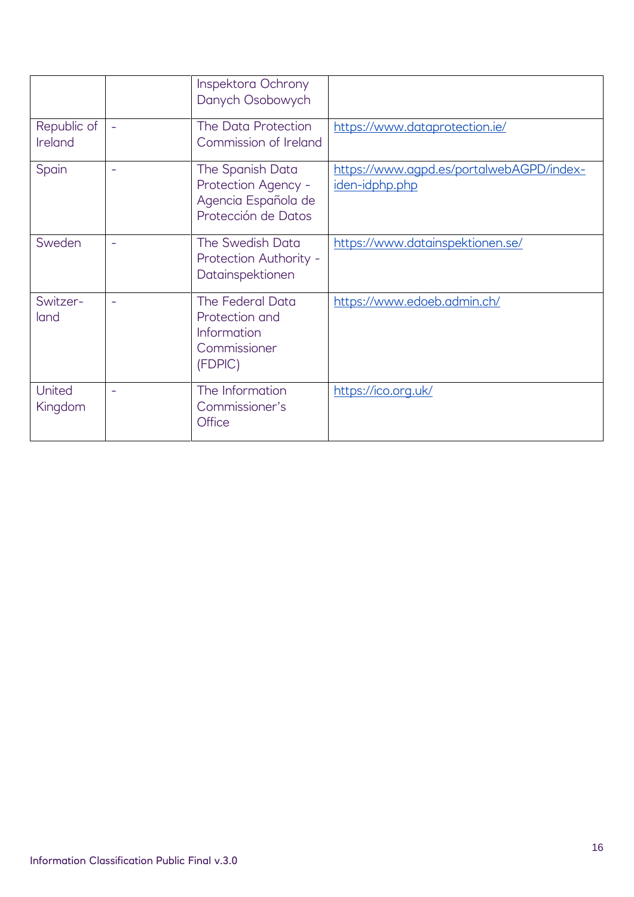| | | | |
|---|---|---|---|
| | | Inspektora Ochrony Danych Osobowych | |
| Republic of Ireland | - | The Data Protection Commission of Ireland | https://www.dataprotection.ie/ |
| Spain | - | The Spanish Data Protection Agency - Agencia Española de Protección de Datos | https://www.agpd.es/portalwebAGPD/index-iden-idphp.php |
| Sweden | - | The Swedish Data Protection Authority - Datainspektionen | https://www.datainspektionen.se/ |
| Switzer-land | - | The Federal Data Protection and Information Commissioner (FDPIC) | https://www.edoeb.admin.ch/ |
| United Kingdom | - | The Information Commissioner's Office | https://ico.org.uk/ |

Information Classification Public Final v.3.0